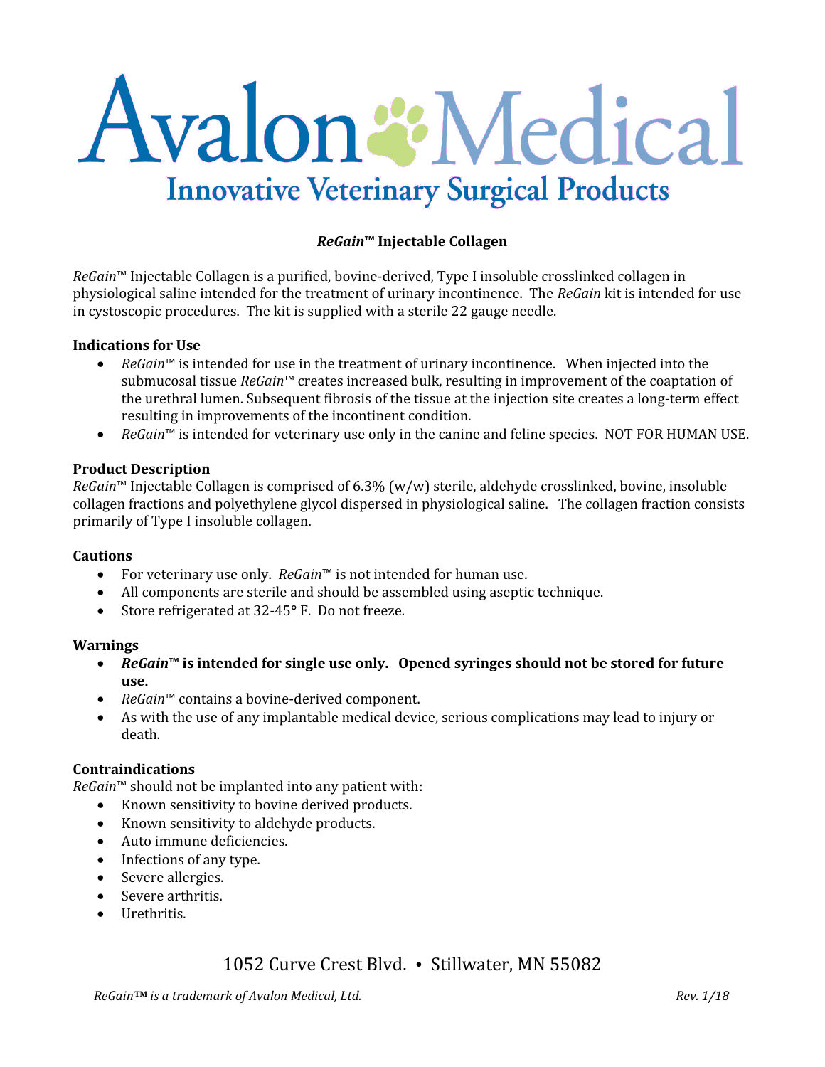# Avalon Medical

## Innovative Veterinary Surgical Products

**_ReGain_™ Injectable Collagen**

*ReGain*™ Injectable Collagen is a purified, bovine-derived, Type I insoluble crosslinked collagen in physiological saline intended for the treatment of urinary incontinence. The *ReGain* kit is intended for use in cystoscopic procedures. The kit is supplied with a sterile 22 gauge needle.

### Indications for Use

- *ReGain*™ is intended for use in the treatment of urinary incontinence. When injected into the submucosal tissue *ReGain*™ creates increased bulk, resulting in improvement of the coaptation of the urethral lumen. Subsequent fibrosis of the tissue at the injection site creates a long-term effect resulting in improvements of the incontinent condition.
- *ReGain*™ is intended for veterinary use only in the canine and feline species. NOT FOR HUMAN USE.

### Product Description

*ReGain*™ Injectable Collagen is comprised of 6.3% (w/w) sterile, aldehyde crosslinked, bovine, insoluble collagen fractions and polyethylene glycol dispersed in physiological saline. The collagen fraction consists primarily of Type I insoluble collagen.

### Cautions

- For veterinary use only. *ReGain*™ is not intended for human use.
- All components are sterile and should be assembled using aseptic technique.
- Store refrigerated at 32-45° F. Do not freeze.

### Warnings

- ***ReGain*™ is intended for single use only. Opened syringes should not be stored for future use.**
- *ReGain*™ contains a bovine-derived component.
- As with the use of any implantable medical device, serious complications may lead to injury or death.

### Contraindications

*ReGain*™ should not be implanted into any patient with:

- Known sensitivity to bovine derived products.
- Known sensitivity to aldehyde products.
- Auto immune deficiencies.
- Infections of any type.
- Severe allergies.
- Severe arthritis.
- Urethritis.

1052 Curve Crest Blvd. • Stillwater, MN 55082

*ReGain™ is a trademark of Avalon Medical, Ltd.* *Rev. 1/18*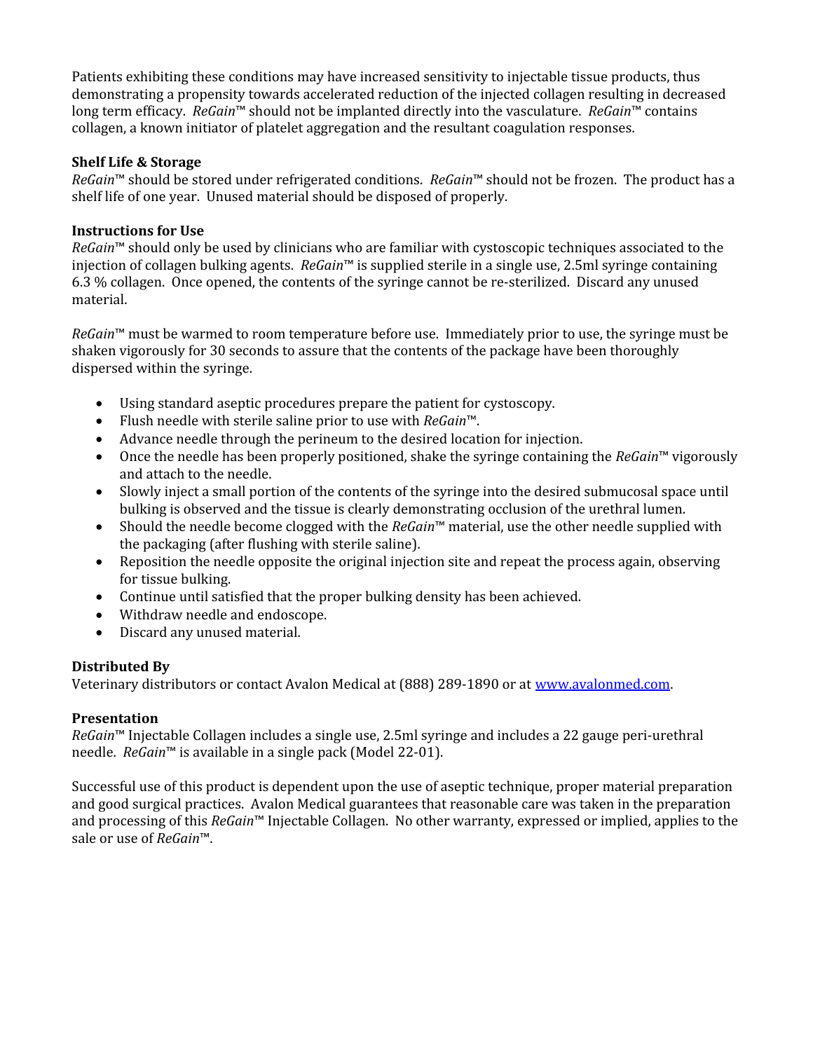Patients exhibiting these conditions may have increased sensitivity to injectable tissue products, thus demonstrating a propensity towards accelerated reduction of the injected collagen resulting in decreased long term efficacy. *ReGain*™ should not be implanted directly into the vasculature. *ReGain*™ contains collagen, a known initiator of platelet aggregation and the resultant coagulation responses.

**Shelf Life & Storage**
*ReGain*™ should be stored under refrigerated conditions. *ReGain*™ should not be frozen. The product has a shelf life of one year. Unused material should be disposed of properly.

**Instructions for Use**
*ReGain*™ should only be used by clinicians who are familiar with cystoscopic techniques associated to the injection of collagen bulking agents. *ReGain*™ is supplied sterile in a single use, 2.5ml syringe containing 6.3 % collagen. Once opened, the contents of the syringe cannot be re-sterilized. Discard any unused material.

*ReGain*™ must be warmed to room temperature before use. Immediately prior to use, the syringe must be shaken vigorously for 30 seconds to assure that the contents of the package have been thoroughly dispersed within the syringe.

- Using standard aseptic procedures prepare the patient for cystoscopy.
- Flush needle with sterile saline prior to use with *ReGain*™.
- Advance needle through the perineum to the desired location for injection.
- Once the needle has been properly positioned, shake the syringe containing the *ReGain*™ vigorously and attach to the needle.
- Slowly inject a small portion of the contents of the syringe into the desired submucosal space until bulking is observed and the tissue is clearly demonstrating occlusion of the urethral lumen.
- Should the needle become clogged with the *ReGain*™ material, use the other needle supplied with the packaging (after flushing with sterile saline).
- Reposition the needle opposite the original injection site and repeat the process again, observing for tissue bulking.
- Continue until satisfied that the proper bulking density has been achieved.
- Withdraw needle and endoscope.
- Discard any unused material.

**Distributed By**
Veterinary distributors or contact Avalon Medical at (888) 289-1890 or at www.avalonmed.com.

**Presentation**
*ReGain*™ Injectable Collagen includes a single use, 2.5ml syringe and includes a 22 gauge peri-urethral needle. *ReGain*™ is available in a single pack (Model 22-01).

Successful use of this product is dependent upon the use of aseptic technique, proper material preparation and good surgical practices. Avalon Medical guarantees that reasonable care was taken in the preparation and processing of this *ReGain*™ Injectable Collagen. No other warranty, expressed or implied, applies to the sale or use of *ReGain*™.